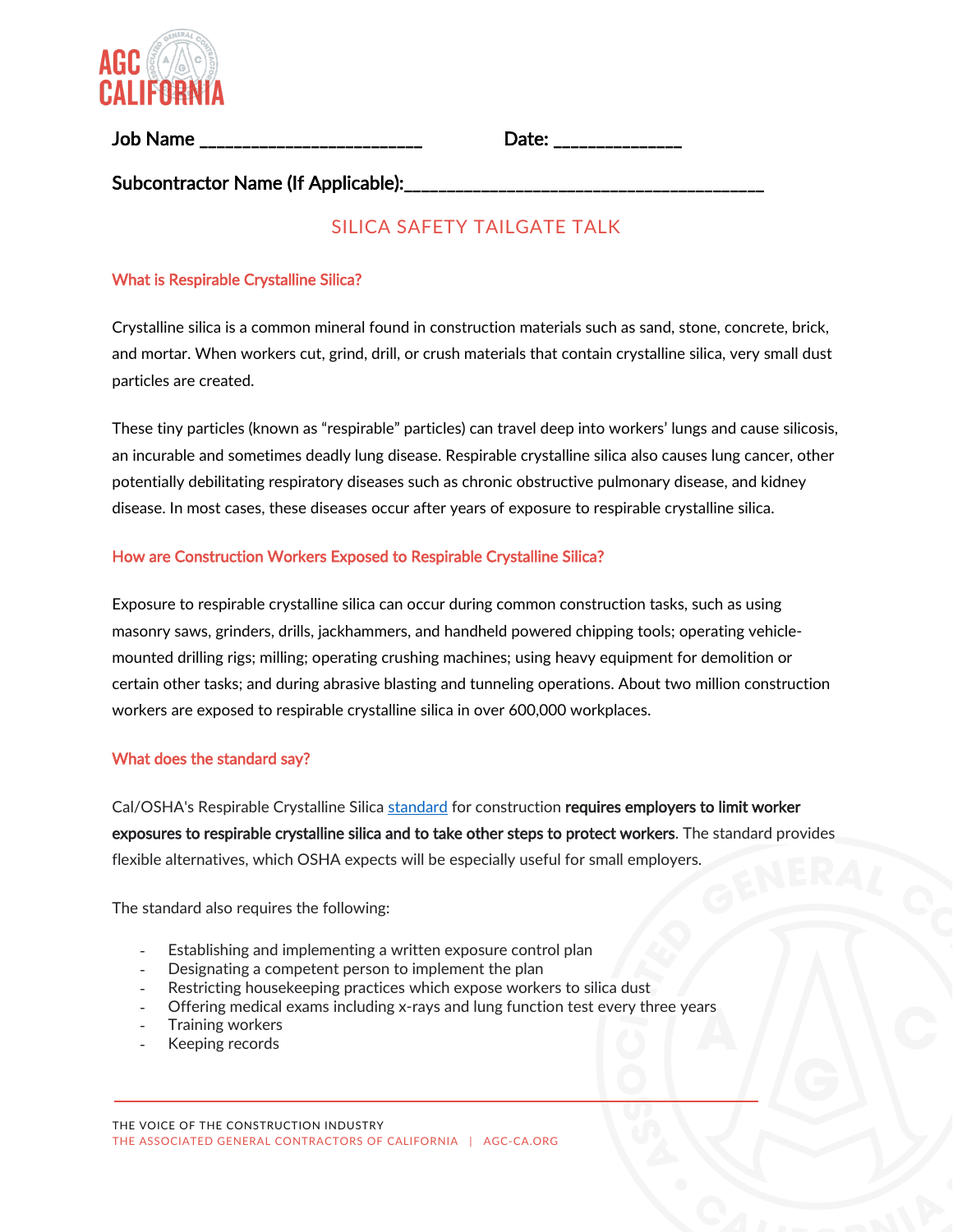**AGC CALIFORNIA**

**Job Name** ________________________ **Date:** ______________

**Subcontractor Name (If Applicable):**________________________________________

# SILICA SAFETY TAILGATE TALK

## What is Respirable Crystalline Silica?

Crystalline silica is a common mineral found in construction materials such as sand, stone, concrete, brick, and mortar. When workers cut, grind, drill, or crush materials that contain crystalline silica, very small dust particles are created.

These tiny particles (known as "respirable" particles) can travel deep into workers' lungs and cause silicosis, an incurable and sometimes deadly lung disease. Respirable crystalline silica also causes lung cancer, other potentially debilitating respiratory diseases such as chronic obstructive pulmonary disease, and kidney disease. In most cases, these diseases occur after years of exposure to respirable crystalline silica.

## How are Construction Workers Exposed to Respirable Crystalline Silica?

Exposure to respirable crystalline silica can occur during common construction tasks, such as using masonry saws, grinders, drills, jackhammers, and handheld powered chipping tools; operating vehicle-mounted drilling rigs; milling; operating crushing machines; using heavy equipment for demolition or certain other tasks; and during abrasive blasting and tunneling operations. About two million construction workers are exposed to respirable crystalline silica in over 600,000 workplaces.

## What does the standard say?

Cal/OSHA's Respirable Crystalline Silica standard for construction **requires employers to limit worker exposures to respirable crystalline silica and to take other steps to protect workers**. The standard provides flexible alternatives, which OSHA expects will be especially useful for small employers.

The standard also requires the following:

- Establishing and implementing a written exposure control plan
- Designating a competent person to implement the plan
- Restricting housekeeping practices which expose workers to silica dust
- Offering medical exams including x-rays and lung function test every three years
- Training workers
- Keeping records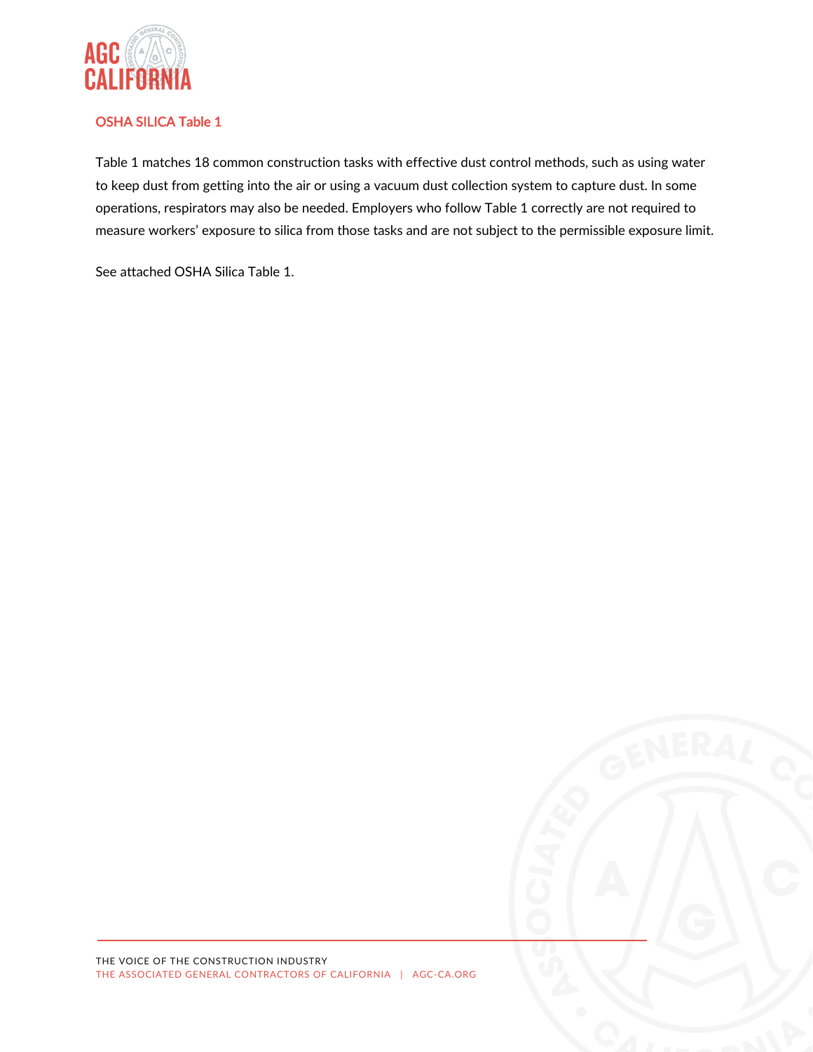## OSHA SILICA Table 1

Table 1 matches 18 common construction tasks with effective dust control methods, such as using water to keep dust from getting into the air or using a vacuum dust collection system to capture dust. In some operations, respirators may also be needed. Employers who follow Table 1 correctly are not required to measure workers' exposure to silica from those tasks and are not subject to the permissible exposure limit.

See attached OSHA Silica Table 1.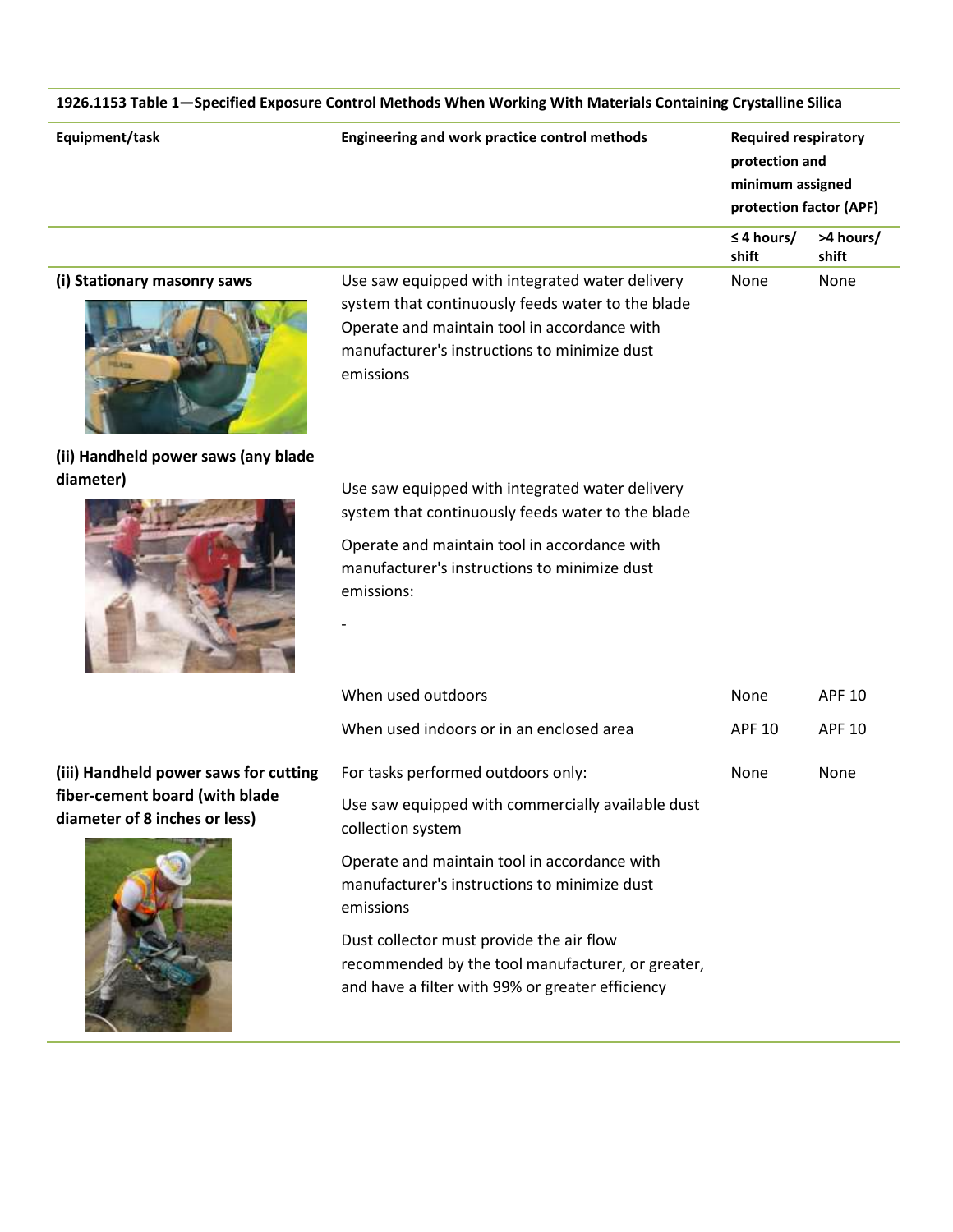**1926.1153 Table 1—Specified Exposure Control Methods When Working With Materials Containing Crystalline Silica**

| Equipment/task | Engineering and work practice control methods | Required respiratory protection and minimum assigned protection factor (APF) | |
|---|---|---|---|
| | | ≤ 4 hours/ shift | >4 hours/ shift |
| **(i) Stationary masonry saws** | Use saw equipped with integrated water delivery system that continuously feeds water to the blade Operate and maintain tool in accordance with manufacturer's instructions to minimize dust emissions | None | None |
| **(ii) Handheld power saws (any blade diameter)** | Use saw equipped with integrated water delivery system that continuously feeds water to the blade<br>Operate and maintain tool in accordance with manufacturer's instructions to minimize dust emissions:<br>- | | |
| | When used outdoors | None | APF 10 |
| | When used indoors or in an enclosed area | APF 10 | APF 10 |
| **(iii) Handheld power saws for cutting fiber-cement board (with blade diameter of 8 inches or less)** | For tasks performed outdoors only:<br>Use saw equipped with commercially available dust collection system<br>Operate and maintain tool in accordance with manufacturer's instructions to minimize dust emissions<br>Dust collector must provide the air flow recommended by the tool manufacturer, or greater, and have a filter with 99% or greater efficiency | None | None |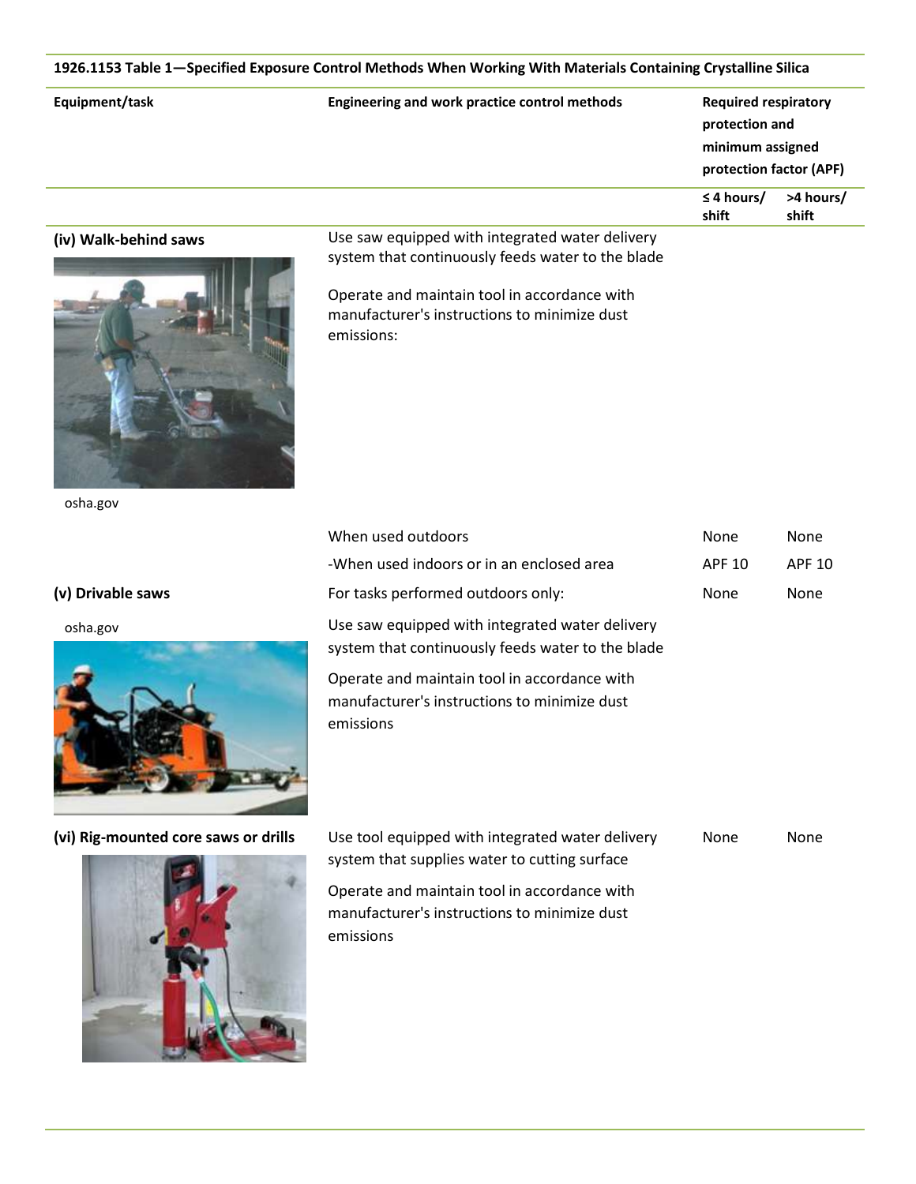**1926.1153 Table 1—Specified Exposure Control Methods When Working With Materials Containing Crystalline Silica**

| Equipment/task | Engineering and work practice control methods | Required respiratory protection and minimum assigned protection factor (APF) | |
|---|---|---|---|
| | | ≤ 4 hours/ shift | >4 hours/ shift |
| **(iv) Walk-behind saws** | Use saw equipped with integrated water delivery system that continuously feeds water to the blade<br><br>Operate and maintain tool in accordance with manufacturer's instructions to minimize dust emissions: | | |
| osha.gov | When used outdoors | None | None |
| | -When used indoors or in an enclosed area | APF 10 | APF 10 |
| **(v) Drivable saws**<br><br>osha.gov | For tasks performed outdoors only:<br><br>Use saw equipped with integrated water delivery system that continuously feeds water to the blade<br><br>Operate and maintain tool in accordance with manufacturer's instructions to minimize dust emissions | None | None |
| **(vi) Rig-mounted core saws or drills** | Use tool equipped with integrated water delivery system that supplies water to cutting surface<br><br>Operate and maintain tool in accordance with manufacturer's instructions to minimize dust emissions | None | None |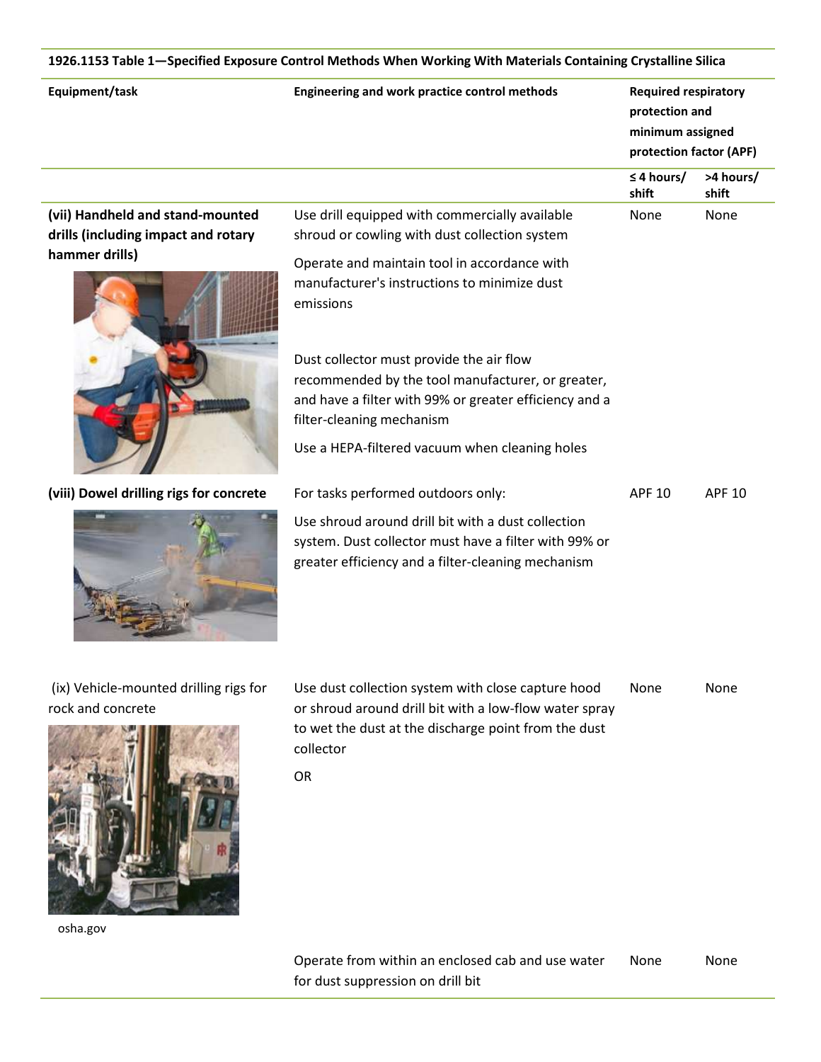**1926.1153 Table 1—Specified Exposure Control Methods When Working With Materials Containing Crystalline Silica**

| Equipment/task | Engineering and work practice control methods | Required respiratory protection and minimum assigned protection factor (APF) | |
|---|---|---|---|
| | | ≤ 4 hours/ shift | >4 hours/ shift |
| **(vii) Handheld and stand-mounted drills (including impact and rotary hammer drills)** | Use drill equipped with commercially available shroud or cowling with dust collection system<br><br>Operate and maintain tool in accordance with manufacturer's instructions to minimize dust emissions<br><br>Dust collector must provide the air flow recommended by the tool manufacturer, or greater, and have a filter with 99% or greater efficiency and a filter-cleaning mechanism<br><br>Use a HEPA-filtered vacuum when cleaning holes | None | None |
| **(viii) Dowel drilling rigs for concrete** | For tasks performed outdoors only:<br><br>Use shroud around drill bit with a dust collection system. Dust collector must have a filter with 99% or greater efficiency and a filter-cleaning mechanism | APF 10 | APF 10 |
| (ix) Vehicle-mounted drilling rigs for rock and concrete | Use dust collection system with close capture hood or shroud around drill bit with a low-flow water spray to wet the dust at the discharge point from the dust collector<br><br>OR | None | None |
| | Operate from within an enclosed cab and use water for dust suppression on drill bit | None | None |

osha.gov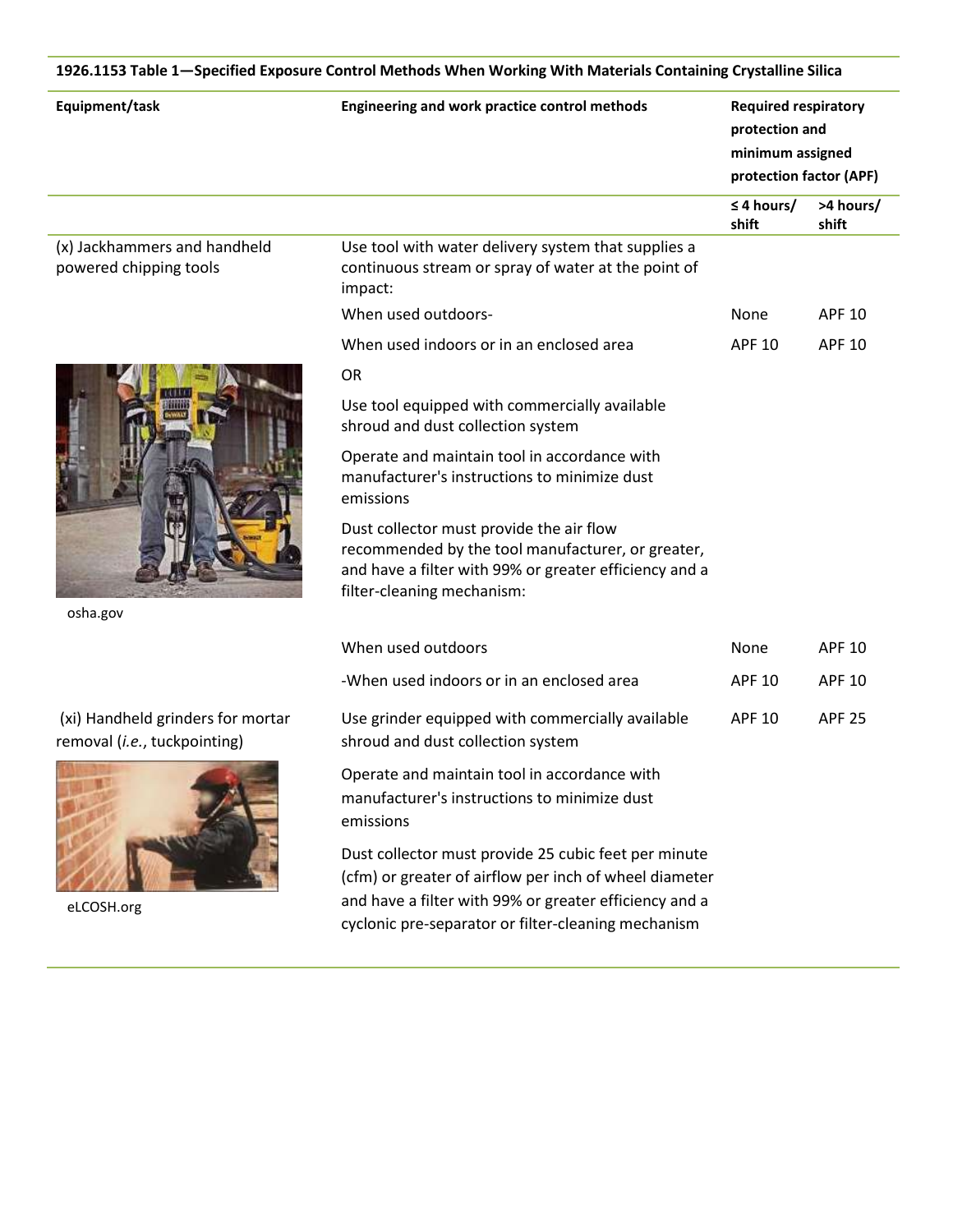**1926.1153 Table 1—Specified Exposure Control Methods When Working With Materials Containing Crystalline Silica**

| Equipment/task | Engineering and work practice control methods | Required respiratory protection and minimum assigned protection factor (APF) | |
|---|---|---|---|
| | | ≤ 4 hours/ shift | >4 hours/ shift |
| (x) Jackhammers and handheld powered chipping tools | Use tool with water delivery system that supplies a continuous stream or spray of water at the point of impact: | | |
| | When used outdoors- | None | APF 10 |
| | When used indoors or in an enclosed area | APF 10 | APF 10 |
| | OR | | |
| | Use tool equipped with commercially available shroud and dust collection system | | |
| | Operate and maintain tool in accordance with manufacturer's instructions to minimize dust emissions | | |
| osha.gov | Dust collector must provide the air flow recommended by the tool manufacturer, or greater, and have a filter with 99% or greater efficiency and a filter-cleaning mechanism: | | |
| | When used outdoors | None | APF 10 |
| | -When used indoors or in an enclosed area | APF 10 | APF 10 |
| (xi) Handheld grinders for mortar removal (*i.e.*, tuckpointing) | Use grinder equipped with commercially available shroud and dust collection system | APF 10 | APF 25 |
| | Operate and maintain tool in accordance with manufacturer's instructions to minimize dust emissions | | |
| eLCOSH.org | Dust collector must provide 25 cubic feet per minute (cfm) or greater of airflow per inch of wheel diameter and have a filter with 99% or greater efficiency and a cyclonic pre-separator or filter-cleaning mechanism | | |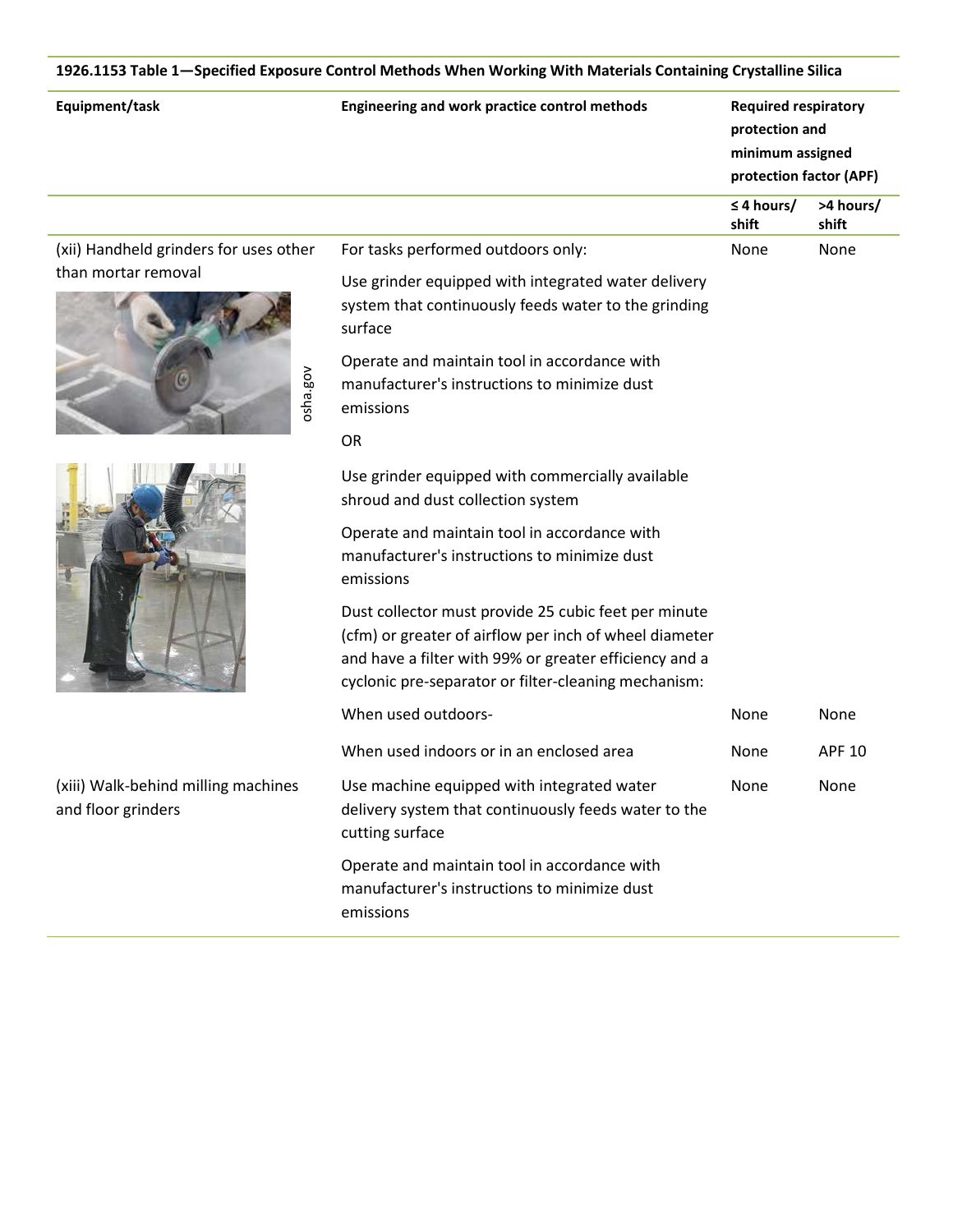**1926.1153 Table 1—Specified Exposure Control Methods When Working With Materials Containing Crystalline Silica**

| Equipment/task | Engineering and work practice control methods | Required respiratory protection and minimum assigned protection factor (APF) | |
|---|---|---|---|
| | | ≤ 4 hours/ shift | >4 hours/ shift |
| (xii) Handheld grinders for uses other than mortar removal | For tasks performed outdoors only: | None | None |
| | Use grinder equipped with integrated water delivery system that continuously feeds water to the grinding surface | | |
| | Operate and maintain tool in accordance with manufacturer's instructions to minimize dust emissions | | |
| | OR | | |
| | Use grinder equipped with commercially available shroud and dust collection system | | |
| | Operate and maintain tool in accordance with manufacturer's instructions to minimize dust emissions | | |
| | Dust collector must provide 25 cubic feet per minute (cfm) or greater of airflow per inch of wheel diameter and have a filter with 99% or greater efficiency and a cyclonic pre-separator or filter-cleaning mechanism: | | |
| | When used outdoors- | None | None |
| | When used indoors or in an enclosed area | None | APF 10 |
| (xiii) Walk-behind milling machines and floor grinders | Use machine equipped with integrated water delivery system that continuously feeds water to the cutting surface | None | None |
| | Operate and maintain tool in accordance with manufacturer's instructions to minimize dust emissions | | |

osha.gov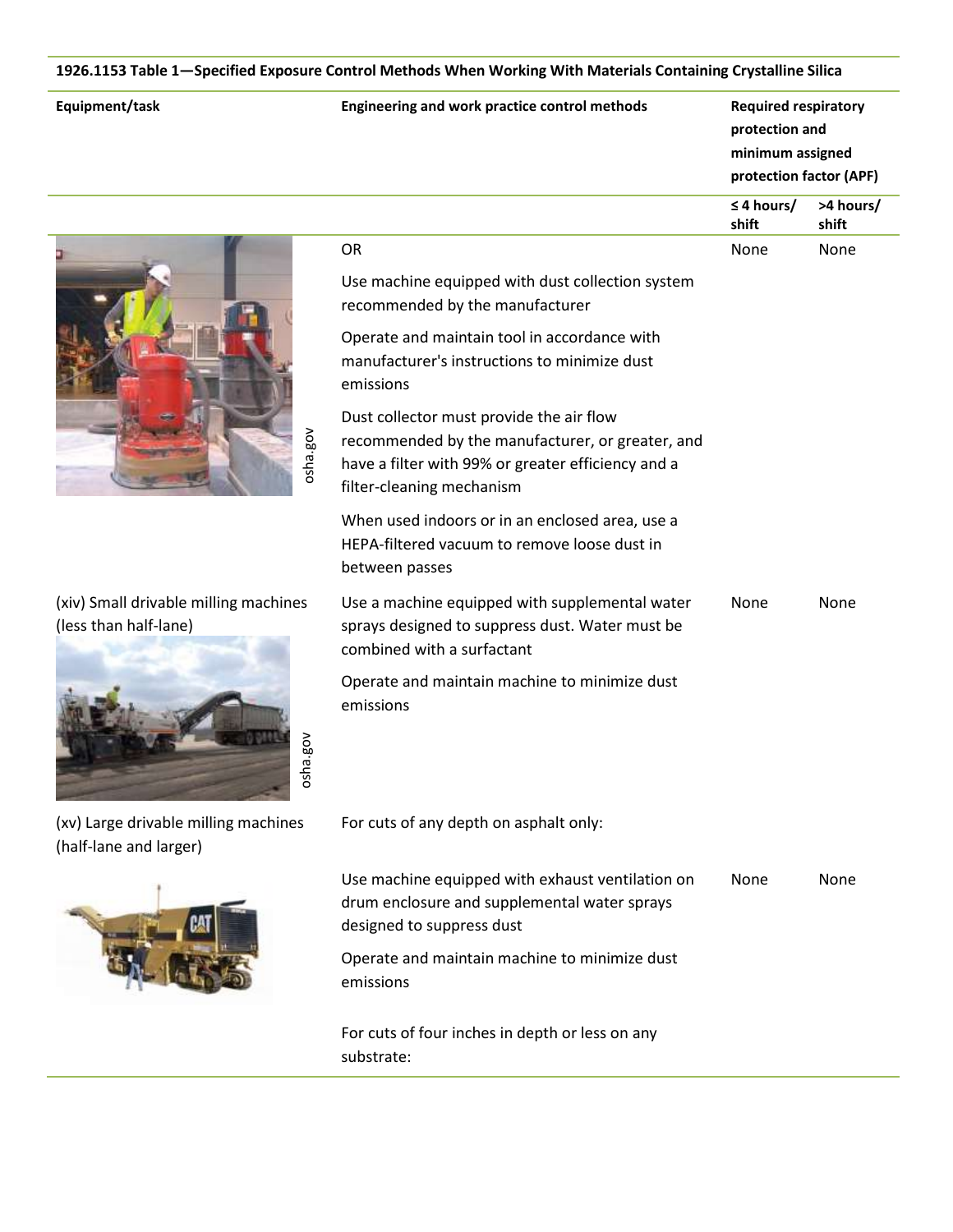**1926.1153 Table 1—Specified Exposure Control Methods When Working With Materials Containing Crystalline Silica**

| Equipment/task | Engineering and work practice control methods | Required respiratory protection and minimum assigned protection factor (APF) | |
|---|---|---|---|
| | | ≤ 4 hours/ shift | >4 hours/ shift |
| | OR<br><br>Use machine equipped with dust collection system recommended by the manufacturer<br><br>Operate and maintain tool in accordance with manufacturer's instructions to minimize dust emissions<br><br>Dust collector must provide the air flow recommended by the manufacturer, or greater, and have a filter with 99% or greater efficiency and a filter-cleaning mechanism<br><br>When used indoors or in an enclosed area, use a HEPA-filtered vacuum to remove loose dust in between passes | None | None |
| (xiv) Small drivable milling machines (less than half-lane) | Use a machine equipped with supplemental water sprays designed to suppress dust. Water must be combined with a surfactant<br><br>Operate and maintain machine to minimize dust emissions | None | None |
| (xv) Large drivable milling machines (half-lane and larger) | For cuts of any depth on asphalt only: | | |
| | Use machine equipped with exhaust ventilation on drum enclosure and supplemental water sprays designed to suppress dust<br><br>Operate and maintain machine to minimize dust emissions | None | None |
| | For cuts of four inches in depth or less on any substrate: | | |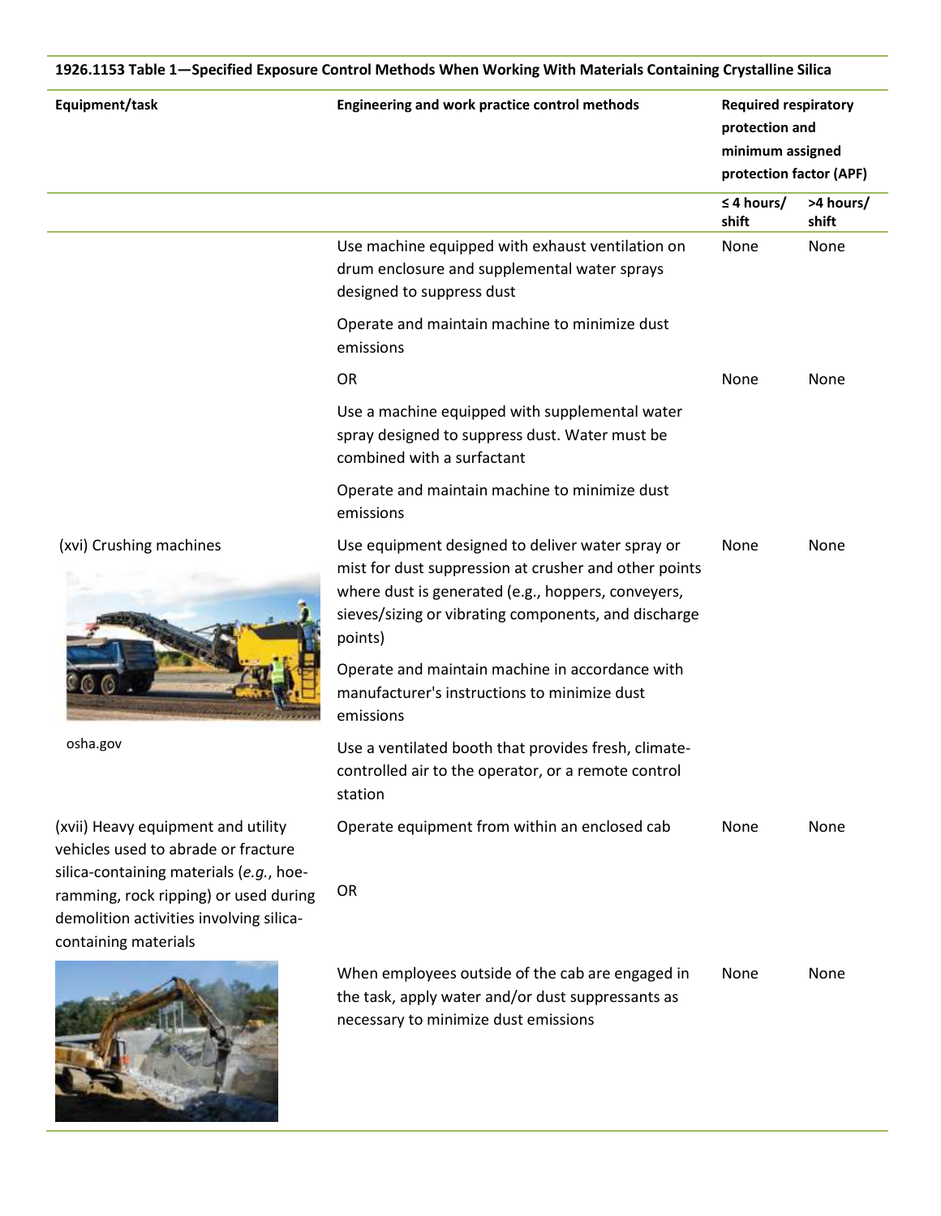**1926.1153 Table 1—Specified Exposure Control Methods When Working With Materials Containing Crystalline Silica**

| Equipment/task | Engineering and work practice control methods | Required respiratory protection and minimum assigned protection factor (APF) | |
|---|---|---|---|
| | | ≤ 4 hours/ shift | >4 hours/ shift |
| | Use machine equipped with exhaust ventilation on drum enclosure and supplemental water sprays designed to suppress dust | None | None |
| | Operate and maintain machine to minimize dust emissions | | |
| | OR | None | None |
| | Use a machine equipped with supplemental water spray designed to suppress dust. Water must be combined with a surfactant | | |
| | Operate and maintain machine to minimize dust emissions | | |
| (xvi) Crushing machines | Use equipment designed to deliver water spray or mist for dust suppression at crusher and other points where dust is generated (e.g., hoppers, conveyers, sieves/sizing or vibrating components, and discharge points) | None | None |
| | Operate and maintain machine in accordance with manufacturer's instructions to minimize dust emissions | | |
| osha.gov | Use a ventilated booth that provides fresh, climate-controlled air to the operator, or a remote control station | | |
| (xvii) Heavy equipment and utility vehicles used to abrade or fracture silica-containing materials (*e.g.*, hoe-ramming, rock ripping) or used during demolition activities involving silica-containing materials | Operate equipment from within an enclosed cab | None | None |
| | OR | | |
| | When employees outside of the cab are engaged in the task, apply water and/or dust suppressants as necessary to minimize dust emissions | None | None |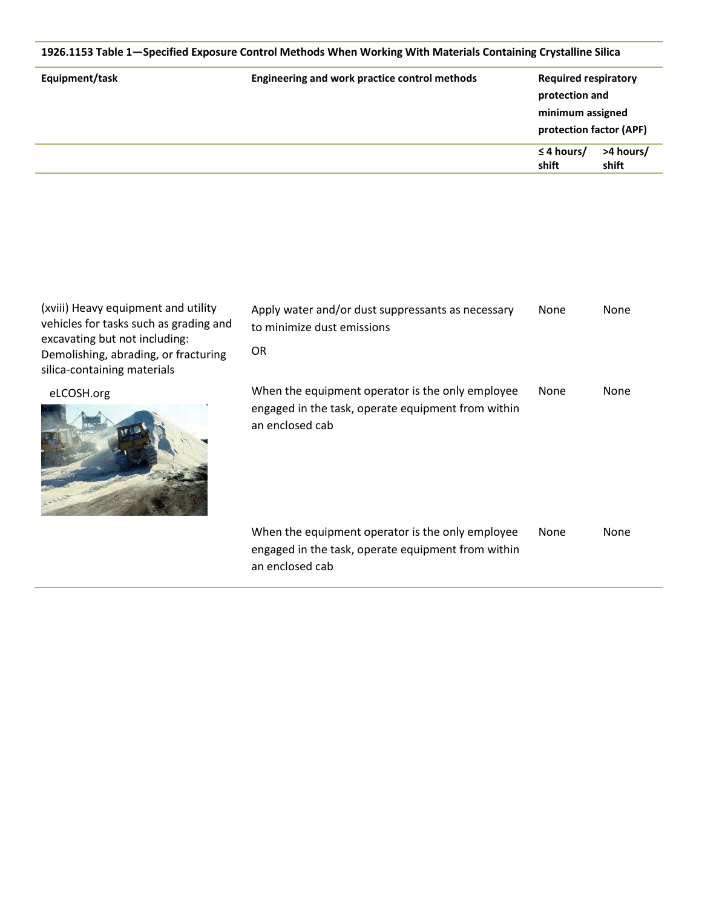**1926.1153 Table 1—Specified Exposure Control Methods When Working With Materials Containing Crystalline Silica**

| Equipment/task | Engineering and work practice control methods | Required respiratory protection and minimum assigned protection factor (APF) | |
|---|---|---|---|
| | | ≤ 4 hours/ shift | >4 hours/ shift |
| (xviii) Heavy equipment and utility vehicles for tasks such as grading and excavating but not including: Demolishing, abrading, or fracturing silica-containing materials | Apply water and/or dust suppressants as necessary to minimize dust emissions<br><br>OR | None | None |
| eLCOSH.org | When the equipment operator is the only employee engaged in the task, operate equipment from within an enclosed cab | None | None |
| | When the equipment operator is the only employee engaged in the task, operate equipment from within an enclosed cab | None | None |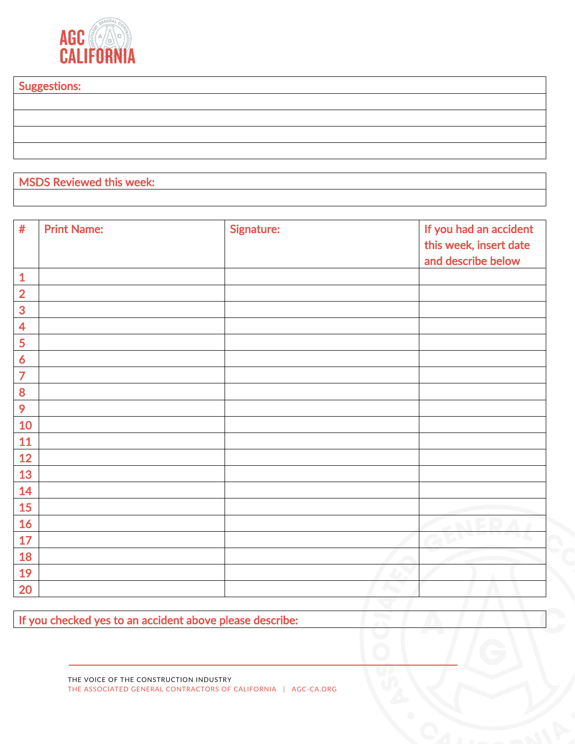AGC CALIFORNIA

| Suggestions: |
|---|
| |
| |
| |
| |

| MSDS Reviewed this week: |
|---|
| |

| # | Print Name: | Signature: | If you had an accident this week, insert date and describe below |
|---|---|---|---|
| 1 | | | |
| 2 | | | |
| 3 | | | |
| 4 | | | |
| 5 | | | |
| 6 | | | |
| 7 | | | |
| 8 | | | |
| 9 | | | |
| 10 | | | |
| 11 | | | |
| 12 | | | |
| 13 | | | |
| 14 | | | |
| 15 | | | |
| 16 | | | |
| 17 | | | |
| 18 | | | |
| 19 | | | |
| 20 | | | |

| If you checked yes to an accident above please describe: |
|---|

THE VOICE OF THE CONSTRUCTION INDUSTRY
THE ASSOCIATED GENERAL CONTRACTORS OF CALIFORNIA | AGC-CA.ORG